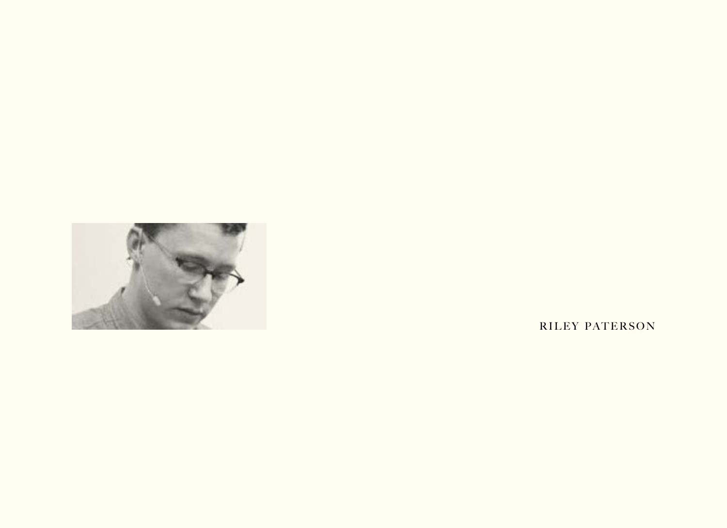RILEY PATERSON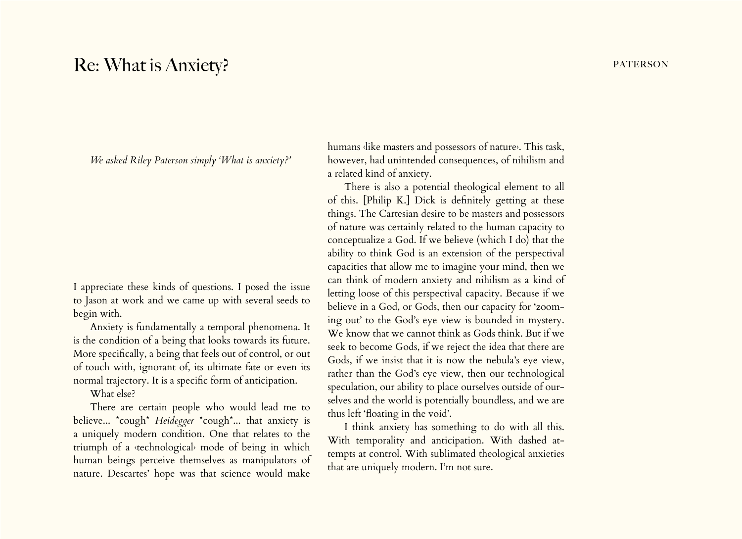# Re: What is Anxiety?

*We asked Riley Paterson simply 'What is anxiety?'*

I appreciate these kinds of questions. I posed the issue to Jason at work and we came up with several seeds to begin with.

Anxiety is fundamentally a temporal phenomena. It is the condition of a being that looks towards its future. More specifically, a being that feels out of control, or out of touch with, ignorant of, its ultimate fate or even its normal trajectory. It is a specific form of anticipation.

What else?

There are certain people who would lead me to believe... *cough* *Heidegger* *cough*... that anxiety is a uniquely modern condition. One that relates to the triumph of a ‹technological› mode of being in which human beings perceive themselves as manipulators of nature. Descartes' hope was that science would make humans ‹like masters and possessors of nature›. This task, however, had unintended consequences, of nihilism and a related kind of anxiety.

There is also a potential theological element to all of this. [Philip K.] Dick is definitely getting at these things. The Cartesian desire to be masters and possessors of nature was certainly related to the human capacity to conceptualize a God. If we believe (which I do) that the ability to think God is an extension of the perspectival capacities that allow me to imagine your mind, then we can think of modern anxiety and nihilism as a kind of letting loose of this perspectival capacity. Because if we believe in a God, or Gods, then our capacity for 'zooming out' to the God's eye view is bounded in mystery. We know that we cannot think as Gods think. But if we seek to become Gods, if we reject the idea that there are Gods, if we insist that it is now the nebula's eye view, rather than the God's eye view, then our technological speculation, our ability to place ourselves outside of ourselves and the world is potentially boundless, and we are thus left 'floating in the void'.

I think anxiety has something to do with all this. With temporality and anticipation. With dashed attempts at control. With sublimated theological anxieties that are uniquely modern. I'm not sure.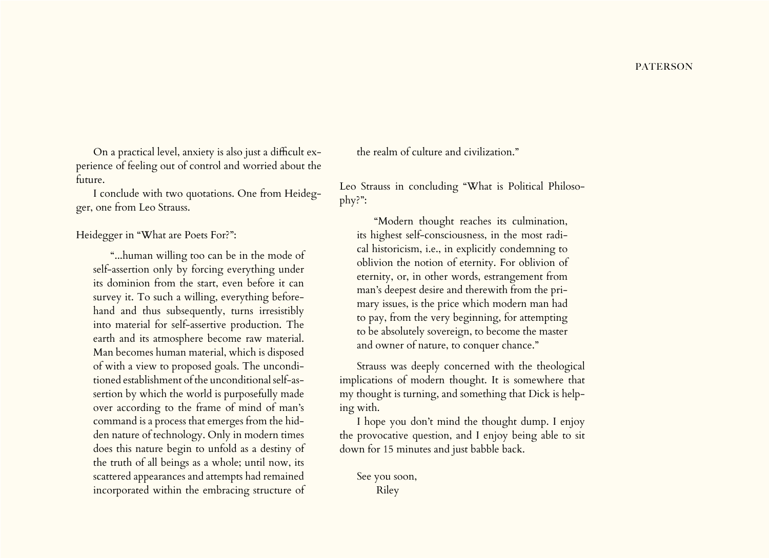On a practical level, anxiety is also just a difficult experience of feeling out of control and worried about the future.

I conclude with two quotations. One from Heidegger, one from Leo Strauss.

Heidegger in "What are Poets For?":

> "...human willing too can be in the mode of self-assertion only by forcing everything under its dominion from the start, even before it can survey it. To such a willing, everything beforehand and thus subsequently, turns irresistibly into material for self-assertive production. The earth and its atmosphere become raw material. Man becomes human material, which is disposed of with a view to proposed goals. The unconditioned establishment of the unconditional self-assertion by which the world is purposefully made over according to the frame of mind of man's command is a process that emerges from the hidden nature of technology. Only in modern times does this nature begin to unfold as a destiny of the truth of all beings as a whole; until now, its scattered appearances and attempts had remained incorporated within the embracing structure of the realm of culture and civilization."

Leo Strauss in concluding "What is Political Philosophy?":

> "Modern thought reaches its culmination, its highest self-consciousness, in the most radical historicism, i.e., in explicitly condemning to oblivion the notion of eternity. For oblivion of eternity, or, in other words, estrangement from man's deepest desire and therewith from the primary issues, is the price which modern man had to pay, from the very beginning, for attempting to be absolutely sovereign, to become the master and owner of nature, to conquer chance."

Strauss was deeply concerned with the theological implications of modern thought. It is somewhere that my thought is turning, and something that Dick is helping with.

I hope you don't mind the thought dump. I enjoy the provocative question, and I enjoy being able to sit down for 15 minutes and just babble back.

See you soon,
Riley